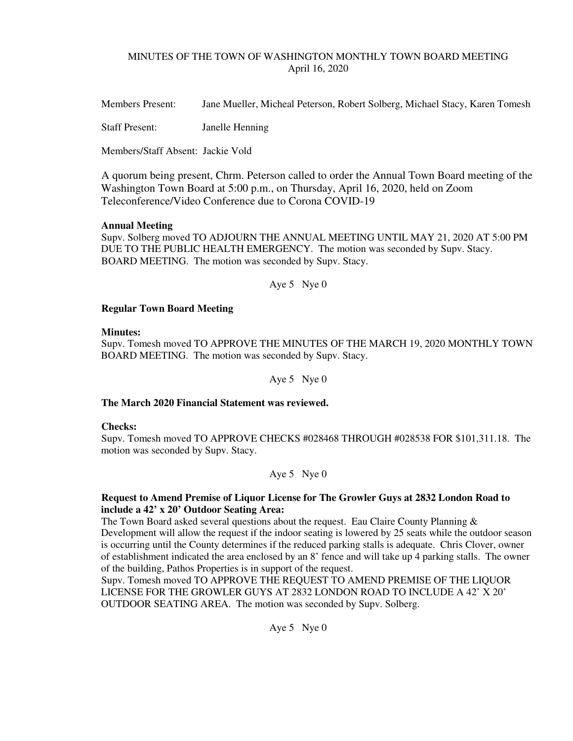MINUTES OF THE TOWN OF WASHINGTON MONTHLY TOWN BOARD MEETING
April 16, 2020

Members Present: Jane Mueller, Micheal Peterson, Robert Solberg, Michael Stacy, Karen Tomesh

Staff Present: Janelle Henning

Members/Staff Absent: Jackie Vold

A quorum being present, Chrm. Peterson called to order the Annual Town Board meeting of the Washington Town Board at 5:00 p.m., on Thursday, April 16, 2020, held on Zoom Teleconference/Video Conference due to Corona COVID-19

**Annual Meeting**

Supv. Solberg moved TO ADJOURN THE ANNUAL MEETING UNTIL MAY 21, 2020 AT 5:00 PM DUE TO THE PUBLIC HEALTH EMERGENCY. The motion was seconded by Supv. Stacy. BOARD MEETING. The motion was seconded by Supv. Stacy.

Aye 5 Nye 0

**Regular Town Board Meeting**

**Minutes:**

Supv. Tomesh moved TO APPROVE THE MINUTES OF THE MARCH 19, 2020 MONTHLY TOWN BOARD MEETING. The motion was seconded by Supv. Stacy.

Aye 5 Nye 0

**The March 2020 Financial Statement was reviewed.**

**Checks:**

Supv. Tomesh moved TO APPROVE CHECKS #028468 THROUGH #028538 FOR $101,311.18. The motion was seconded by Supv. Stacy.

Aye 5 Nye 0

**Request to Amend Premise of Liquor License for The Growler Guys at 2832 London Road to include a 42' x 20' Outdoor Seating Area:**

The Town Board asked several questions about the request. Eau Claire County Planning & Development will allow the request if the indoor seating is lowered by 25 seats while the outdoor season is occurring until the County determines if the reduced parking stalls is adequate. Chris Clover, owner of establishment indicated the area enclosed by an 8' fence and will take up 4 parking stalls. The owner of the building, Pathos Properties is in support of the request.

Supv. Tomesh moved TO APPROVE THE REQUEST TO AMEND PREMISE OF THE LIQUOR LICENSE FOR THE GROWLER GUYS AT 2832 LONDON ROAD TO INCLUDE A 42' X 20' OUTDOOR SEATING AREA. The motion was seconded by Supv. Solberg.

Aye 5 Nye 0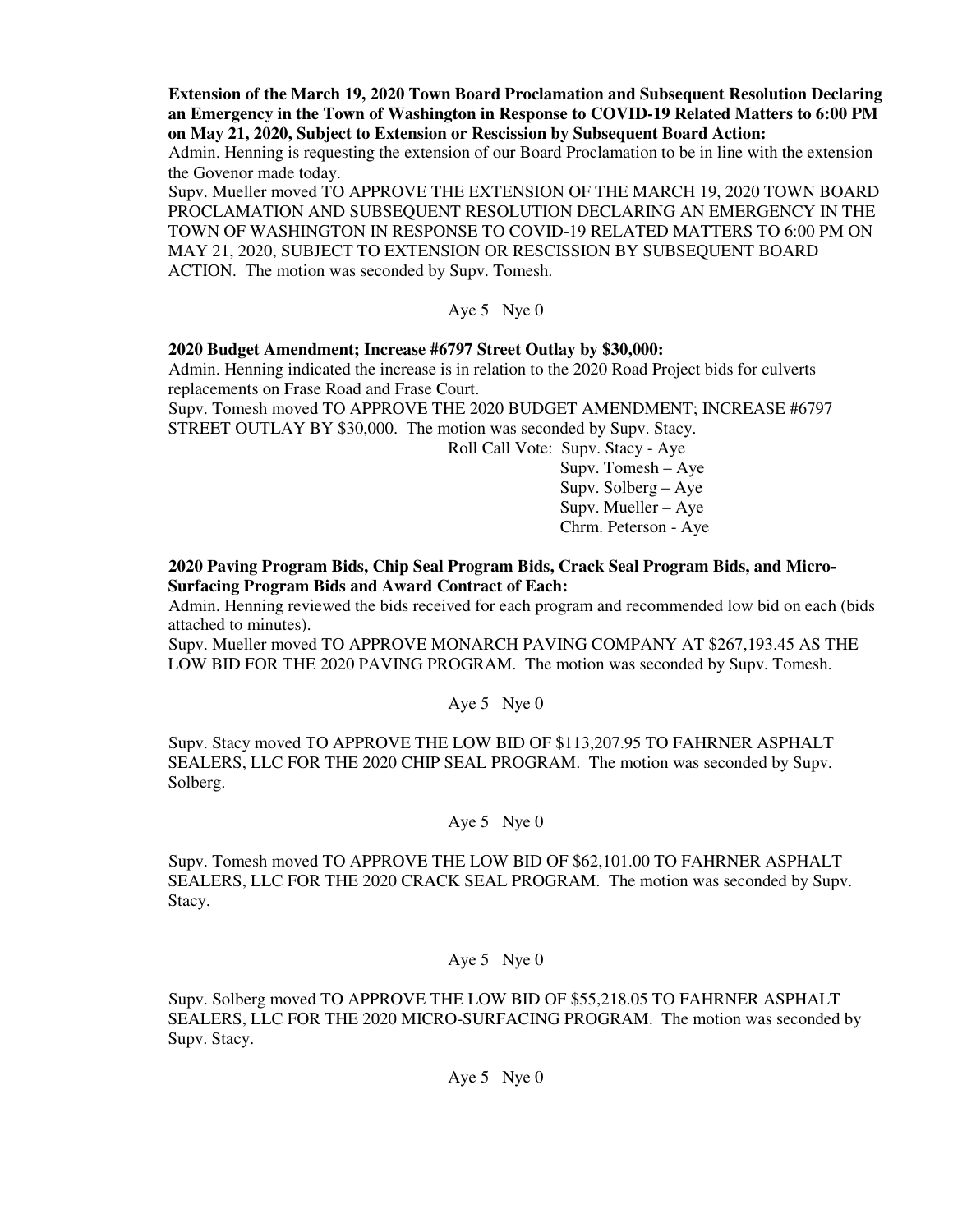**Extension of the March 19, 2020 Town Board Proclamation and Subsequent Resolution Declaring an Emergency in the Town of Washington in Response to COVID-19 Related Matters to 6:00 PM on May 21, 2020, Subject to Extension or Rescission by Subsequent Board Action:**

Admin. Henning is requesting the extension of our Board Proclamation to be in line with the extension the Govenor made today.

Supv. Mueller moved TO APPROVE THE EXTENSION OF THE MARCH 19, 2020 TOWN BOARD PROCLAMATION AND SUBSEQUENT RESOLUTION DECLARING AN EMERGENCY IN THE TOWN OF WASHINGTON IN RESPONSE TO COVID-19 RELATED MATTERS TO 6:00 PM ON MAY 21, 2020, SUBJECT TO EXTENSION OR RESCISSION BY SUBSEQUENT BOARD ACTION. The motion was seconded by Supv. Tomesh.

Aye 5 Nye 0

**2020 Budget Amendment; Increase #6797 Street Outlay by $30,000:**

Admin. Henning indicated the increase is in relation to the 2020 Road Project bids for culverts replacements on Frase Road and Frase Court.

Supv. Tomesh moved TO APPROVE THE 2020 BUDGET AMENDMENT; INCREASE #6797 STREET OUTLAY BY $30,000. The motion was seconded by Supv. Stacy.

Roll Call Vote: Supv. Stacy - Aye
Supv. Tomesh – Aye
Supv. Solberg – Aye
Supv. Mueller – Aye
Chrm. Peterson - Aye

**2020 Paving Program Bids, Chip Seal Program Bids, Crack Seal Program Bids, and Micro-Surfacing Program Bids and Award Contract of Each:**

Admin. Henning reviewed the bids received for each program and recommended low bid on each (bids attached to minutes).

Supv. Mueller moved TO APPROVE MONARCH PAVING COMPANY AT $267,193.45 AS THE LOW BID FOR THE 2020 PAVING PROGRAM. The motion was seconded by Supv. Tomesh.

Aye 5 Nye 0

Supv. Stacy moved TO APPROVE THE LOW BID OF $113,207.95 TO FAHRNER ASPHALT SEALERS, LLC FOR THE 2020 CHIP SEAL PROGRAM. The motion was seconded by Supv. Solberg.

Aye 5 Nye 0

Supv. Tomesh moved TO APPROVE THE LOW BID OF $62,101.00 TO FAHRNER ASPHALT SEALERS, LLC FOR THE 2020 CRACK SEAL PROGRAM. The motion was seconded by Supv. Stacy.

Aye 5 Nye 0

Supv. Solberg moved TO APPROVE THE LOW BID OF $55,218.05 TO FAHRNER ASPHALT SEALERS, LLC FOR THE 2020 MICRO-SURFACING PROGRAM. The motion was seconded by Supv. Stacy.

Aye 5 Nye 0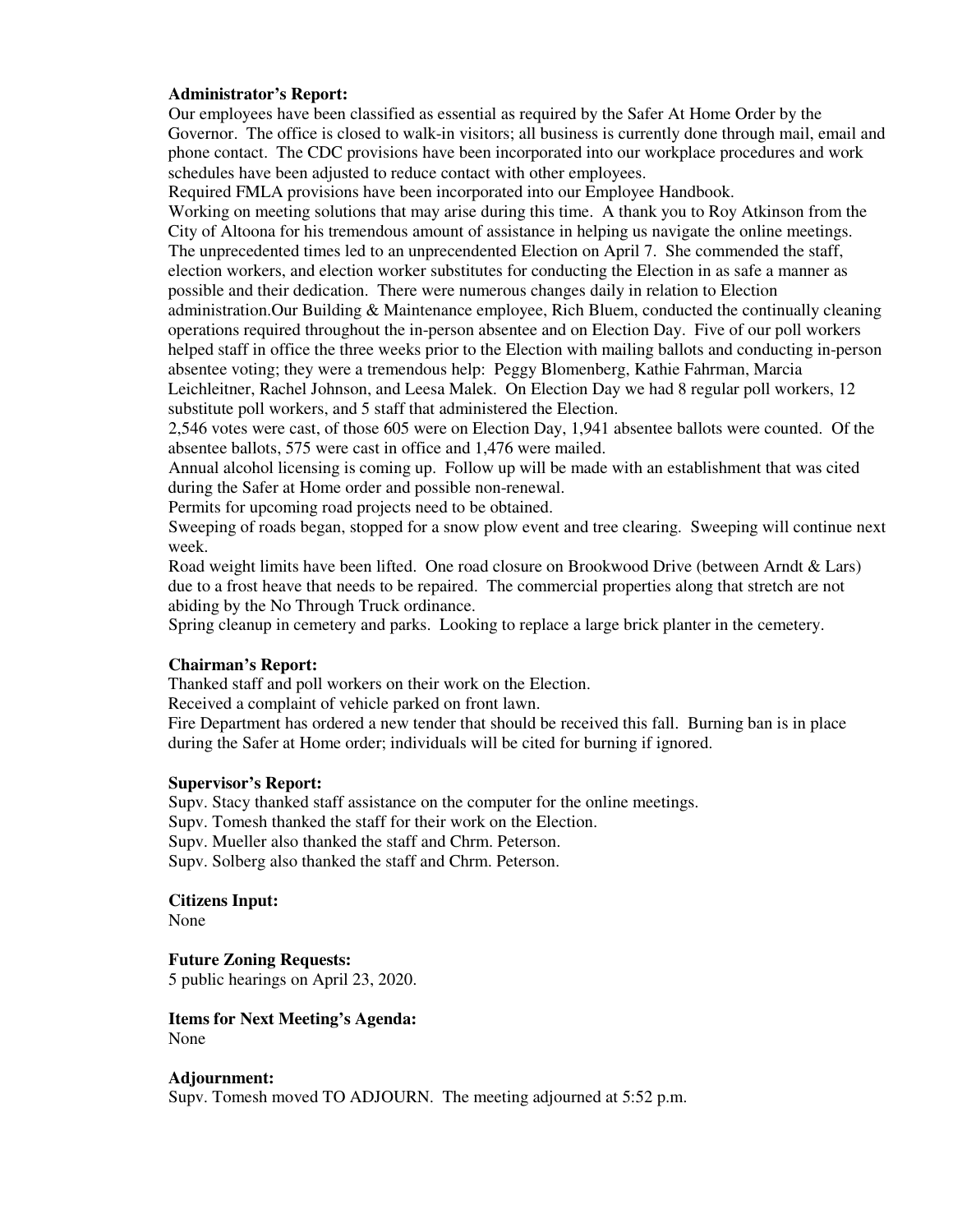**Administrator's Report:**

Our employees have been classified as essential as required by the Safer At Home Order by the Governor. The office is closed to walk-in visitors; all business is currently done through mail, email and phone contact. The CDC provisions have been incorporated into our workplace procedures and work schedules have been adjusted to reduce contact with other employees.

Required FMLA provisions have been incorporated into our Employee Handbook.

Working on meeting solutions that may arise during this time. A thank you to Roy Atkinson from the City of Altoona for his tremendous amount of assistance in helping us navigate the online meetings.

The unprecedented times led to an unprecendented Election on April 7. She commended the staff, election workers, and election worker substitutes for conducting the Election in as safe a manner as possible and their dedication. There were numerous changes daily in relation to Election administration.Our Building & Maintenance employee, Rich Bluem, conducted the continually cleaning operations required throughout the in-person absentee and on Election Day. Five of our poll workers helped staff in office the three weeks prior to the Election with mailing ballots and conducting in-person absentee voting; they were a tremendous help: Peggy Blomenberg, Kathie Fahrman, Marcia Leichleitner, Rachel Johnson, and Leesa Malek. On Election Day we had 8 regular poll workers, 12 substitute poll workers, and 5 staff that administered the Election.

2,546 votes were cast, of those 605 were on Election Day, 1,941 absentee ballots were counted. Of the absentee ballots, 575 were cast in office and 1,476 were mailed.

Annual alcohol licensing is coming up. Follow up will be made with an establishment that was cited during the Safer at Home order and possible non-renewal.

Permits for upcoming road projects need to be obtained.

Sweeping of roads began, stopped for a snow plow event and tree clearing. Sweeping will continue next week.

Road weight limits have been lifted. One road closure on Brookwood Drive (between Arndt & Lars) due to a frost heave that needs to be repaired. The commercial properties along that stretch are not abiding by the No Through Truck ordinance.

Spring cleanup in cemetery and parks. Looking to replace a large brick planter in the cemetery.

**Chairman's Report:**

Thanked staff and poll workers on their work on the Election.

Received a complaint of vehicle parked on front lawn.

Fire Department has ordered a new tender that should be received this fall. Burning ban is in place during the Safer at Home order; individuals will be cited for burning if ignored.

**Supervisor's Report:**

Supv. Stacy thanked staff assistance on the computer for the online meetings.

Supv. Tomesh thanked the staff for their work on the Election.

Supv. Mueller also thanked the staff and Chrm. Peterson.

Supv. Solberg also thanked the staff and Chrm. Peterson.

**Citizens Input:**

None

**Future Zoning Requests:**

5 public hearings on April 23, 2020.

**Items for Next Meeting's Agenda:**

None

**Adjournment:**

Supv. Tomesh moved TO ADJOURN. The meeting adjourned at 5:52 p.m.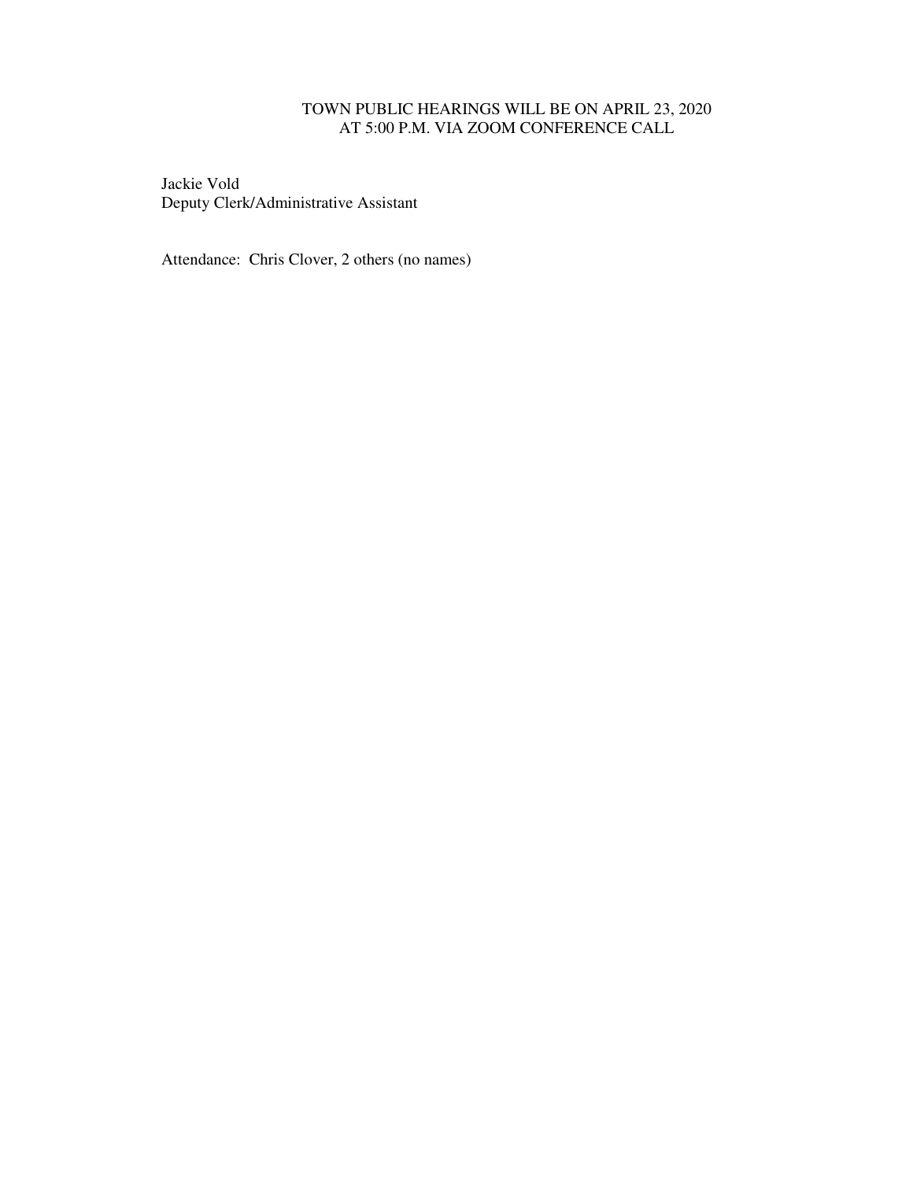TOWN PUBLIC HEARINGS WILL BE ON APRIL 23, 2020
AT 5:00 P.M. VIA ZOOM CONFERENCE CALL

Jackie Vold
Deputy Clerk/Administrative Assistant

Attendance: Chris Clover, 2 others (no names)